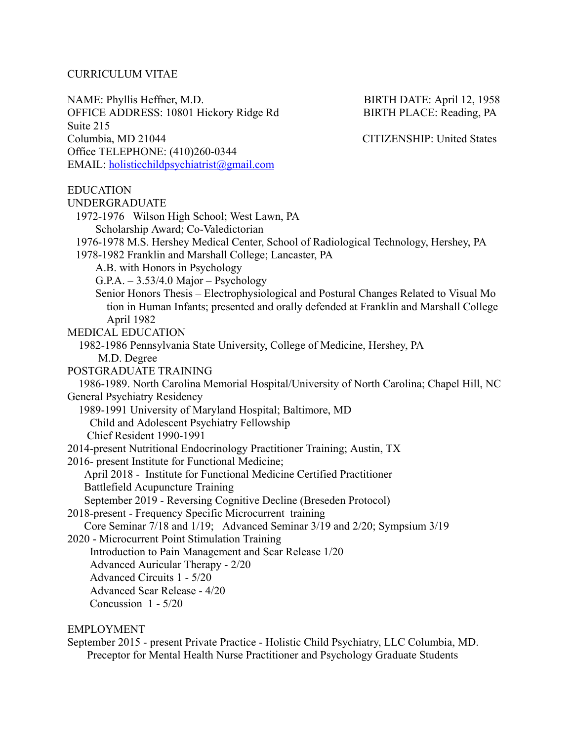# CURRICULUM VITAE

NAME: Phyllis Heffner, M.D.
OFFICE ADDRESS: 10801 Hickory Ridge Rd
Suite 215
Columbia, MD 21044
Office TELEPHONE: (410)260-0344
EMAIL: holisticchildpsychiatrist@gmail.com

BIRTH DATE: April 12, 1958
BIRTH PLACE: Reading, PA
CITIZENSHIP: United States

## EDUCATION

### UNDERGRADUATE

1972-1976 Wilson High School; West Lawn, PA
- Scholarship Award; Co-Valedictorian

1976-1978 M.S. Hershey Medical Center, School of Radiological Technology, Hershey, PA

1978-1982 Franklin and Marshall College; Lancaster, PA
- A.B. with Honors in Psychology
- G.P.A. – 3.53/4.0 Major – Psychology
- Senior Honors Thesis – Electrophysiological and Postural Changes Related to Visual Motion in Human Infants; presented and orally defended at Franklin and Marshall College April 1982

### MEDICAL EDUCATION

1982-1986 Pennsylvania State University, College of Medicine, Hershey, PA
- M.D. Degree

### POSTGRADUATE TRAINING

1986-1989. North Carolina Memorial Hospital/University of North Carolina; Chapel Hill, NC
General Psychiatry Residency

1989-1991 University of Maryland Hospital; Baltimore, MD
- Child and Adolescent Psychiatry Fellowship
- Chief Resident 1990-1991

2014-present Nutritional Endocrinology Practitioner Training; Austin, TX

2016- present Institute for Functional Medicine;
- April 2018 - Institute for Functional Medicine Certified Practitioner
- Battlefield Acupuncture Training
- September 2019 - Reversing Cognitive Decline (Breseden Protocol)

2018-present - Frequency Specific Microcurrent training
- Core Seminar 7/18 and 1/19; Advanced Seminar 3/19 and 2/20; Sympsium 3/19

2020 - Microcurrent Point Stimulation Training
- Introduction to Pain Management and Scar Release 1/20
- Advanced Auricular Therapy - 2/20
- Advanced Circuits 1 - 5/20
- Advanced Scar Release - 4/20
- Concussion 1 - 5/20

## EMPLOYMENT

September 2015 - present Private Practice - Holistic Child Psychiatry, LLC Columbia, MD.
- Preceptor for Mental Health Nurse Practitioner and Psychology Graduate Students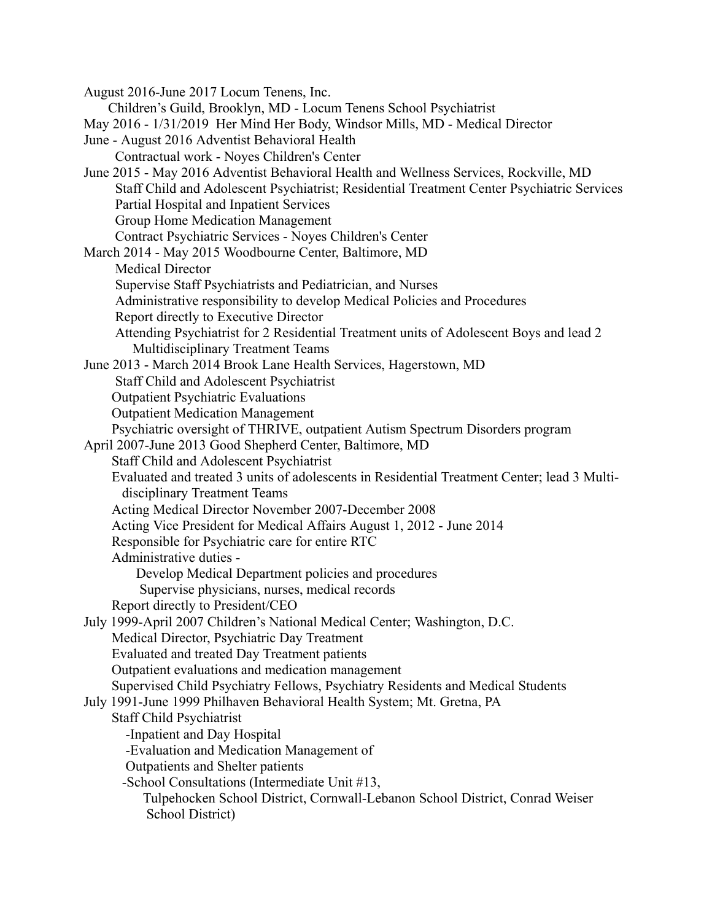August 2016-June 2017 Locum Tenens, Inc.

  Children's Guild, Brooklyn, MD - Locum Tenens School Psychiatrist

May 2016 - 1/31/2019 Her Mind Her Body, Windsor Mills, MD - Medical Director

June - August 2016 Adventist Behavioral Health

  Contractual work - Noyes Children's Center

June 2015 - May 2016 Adventist Behavioral Health and Wellness Services, Rockville, MD

  Staff Child and Adolescent Psychiatrist; Residential Treatment Center Psychiatric Services
  Partial Hospital and Inpatient Services
  Group Home Medication Management
  Contract Psychiatric Services - Noyes Children's Center

March 2014 - May 2015 Woodbourne Center, Baltimore, MD

  Medical Director
  Supervise Staff Psychiatrists and Pediatrician, and Nurses
  Administrative responsibility to develop Medical Policies and Procedures
  Report directly to Executive Director
  Attending Psychiatrist for 2 Residential Treatment units of Adolescent Boys and lead 2 Multidisciplinary Treatment Teams

June 2013 - March 2014 Brook Lane Health Services, Hagerstown, MD

  Staff Child and Adolescent Psychiatrist
  Outpatient Psychiatric Evaluations
  Outpatient Medication Management
  Psychiatric oversight of THRIVE, outpatient Autism Spectrum Disorders program

April 2007-June 2013 Good Shepherd Center, Baltimore, MD

  Staff Child and Adolescent Psychiatrist
  Evaluated and treated 3 units of adolescents in Residential Treatment Center; lead 3 Multi-disciplinary Treatment Teams
  Acting Medical Director November 2007-December 2008
  Acting Vice President for Medical Affairs August 1, 2012 - June 2014
  Responsible for Psychiatric care for entire RTC
  Administrative duties -
    Develop Medical Department policies and procedures
    Supervise physicians, nurses, medical records
  Report directly to President/CEO

July 1999-April 2007 Children's National Medical Center; Washington, D.C.

  Medical Director, Psychiatric Day Treatment
  Evaluated and treated Day Treatment patients
  Outpatient evaluations and medication management
  Supervised Child Psychiatry Fellows, Psychiatry Residents and Medical Students

July 1991-June 1999 Philhaven Behavioral Health System; Mt. Gretna, PA

  Staff Child Psychiatrist
    -Inpatient and Day Hospital
    -Evaluation and Medication Management of Outpatients and Shelter patients
    -School Consultations (Intermediate Unit #13, Tulpehocken School District, Cornwall-Lebanon School District, Conrad Weiser School District)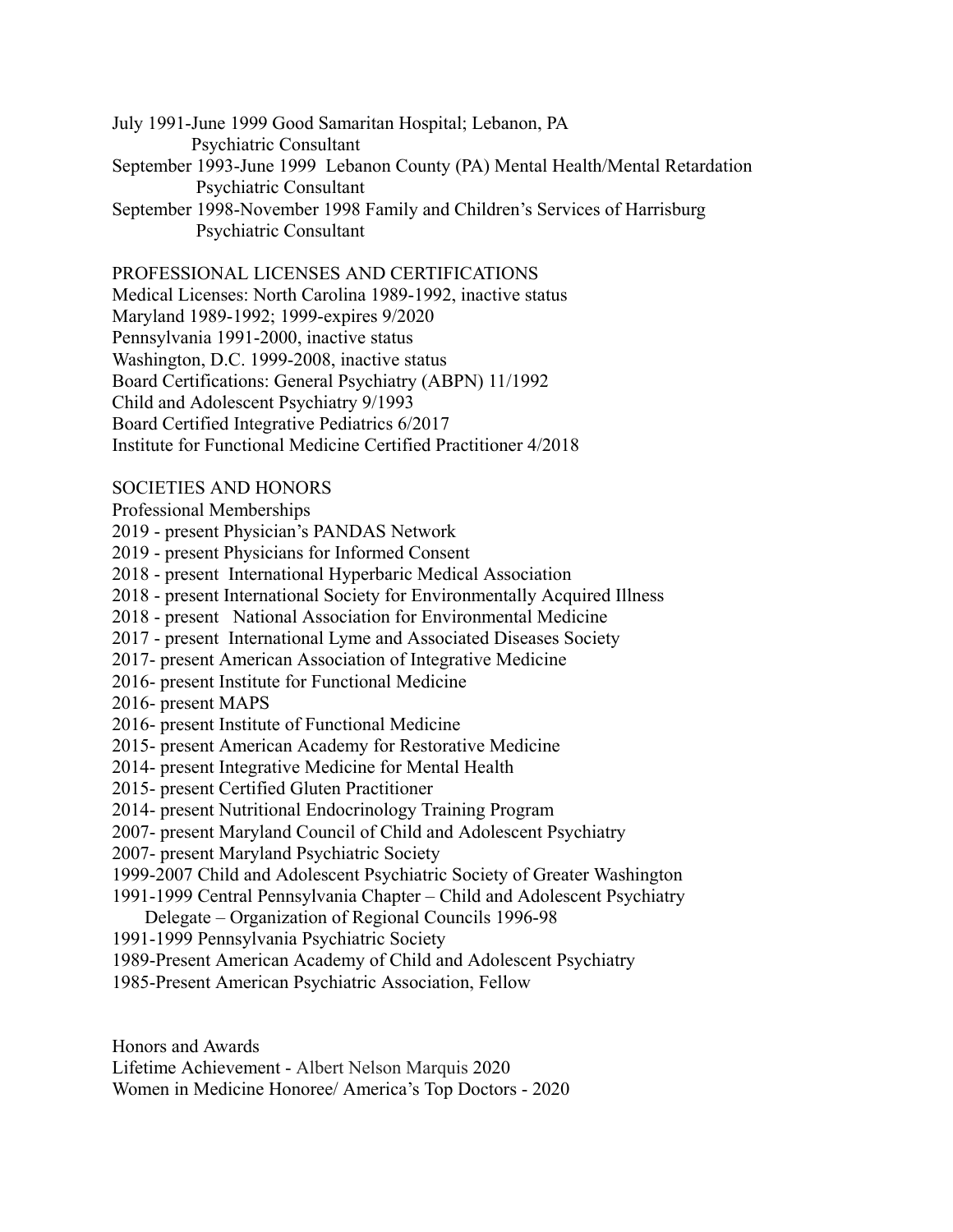July 1991-June 1999 Good Samaritan Hospital; Lebanon, PA
Psychiatric Consultant

September 1993-June 1999 Lebanon County (PA) Mental Health/Mental Retardation
Psychiatric Consultant

September 1998-November 1998 Family and Children's Services of Harrisburg
Psychiatric Consultant

## PROFESSIONAL LICENSES AND CERTIFICATIONS

Medical Licenses: North Carolina 1989-1992, inactive status
Maryland 1989-1992; 1999-expires 9/2020
Pennsylvania 1991-2000, inactive status
Washington, D.C. 1999-2008, inactive status
Board Certifications: General Psychiatry (ABPN) 11/1992
Child and Adolescent Psychiatry 9/1993
Board Certified Integrative Pediatrics 6/2017
Institute for Functional Medicine Certified Practitioner 4/2018

## SOCIETIES AND HONORS

Professional Memberships
2019 - present Physician's PANDAS Network
2019 - present Physicians for Informed Consent
2018 - present International Hyperbaric Medical Association
2018 - present International Society for Environmentally Acquired Illness
2018 - present National Association for Environmental Medicine
2017 - present International Lyme and Associated Diseases Society
2017- present American Association of Integrative Medicine
2016- present Institute for Functional Medicine
2016- present MAPS
2016- present Institute of Functional Medicine
2015- present American Academy for Restorative Medicine
2014- present Integrative Medicine for Mental Health
2015- present Certified Gluten Practitioner
2014- present Nutritional Endocrinology Training Program
2007- present Maryland Council of Child and Adolescent Psychiatry
2007- present Maryland Psychiatric Society
1999-2007 Child and Adolescent Psychiatric Society of Greater Washington
1991-1999 Central Pennsylvania Chapter – Child and Adolescent Psychiatry
Delegate – Organization of Regional Councils 1996-98
1991-1999 Pennsylvania Psychiatric Society
1989-Present American Academy of Child and Adolescent Psychiatry
1985-Present American Psychiatric Association, Fellow

Honors and Awards
Lifetime Achievement - Albert Nelson Marquis 2020
Women in Medicine Honoree/ America's Top Doctors - 2020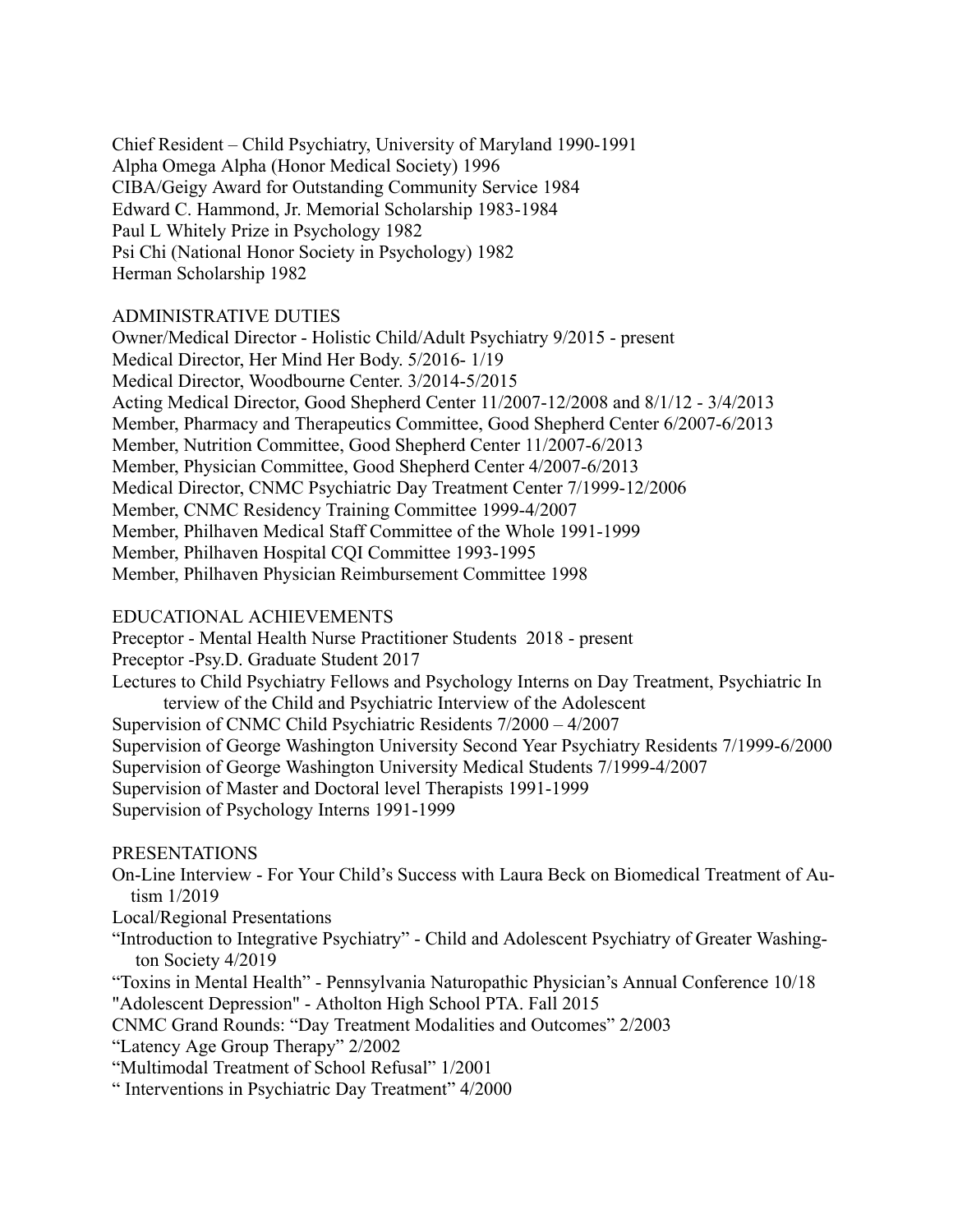Chief Resident – Child Psychiatry, University of Maryland 1990-1991
Alpha Omega Alpha (Honor Medical Society) 1996
CIBA/Geigy Award for Outstanding Community Service 1984
Edward C. Hammond, Jr. Memorial Scholarship 1983-1984
Paul L Whitely Prize in Psychology 1982
Psi Chi (National Honor Society in Psychology) 1982
Herman Scholarship 1982

## ADMINISTRATIVE DUTIES

Owner/Medical Director - Holistic Child/Adult Psychiatry 9/2015 - present
Medical Director, Her Mind Her Body. 5/2016- 1/19
Medical Director, Woodbourne Center. 3/2014-5/2015
Acting Medical Director, Good Shepherd Center 11/2007-12/2008 and 8/1/12 - 3/4/2013
Member, Pharmacy and Therapeutics Committee, Good Shepherd Center 6/2007-6/2013
Member, Nutrition Committee, Good Shepherd Center 11/2007-6/2013
Member, Physician Committee, Good Shepherd Center 4/2007-6/2013
Medical Director, CNMC Psychiatric Day Treatment Center 7/1999-12/2006
Member, CNMC Residency Training Committee 1999-4/2007
Member, Philhaven Medical Staff Committee of the Whole 1991-1999
Member, Philhaven Hospital CQI Committee 1993-1995
Member, Philhaven Physician Reimbursement Committee 1998

## EDUCATIONAL ACHIEVEMENTS

Preceptor - Mental Health Nurse Practitioner Students 2018 - present
Preceptor -Psy.D. Graduate Student 2017
Lectures to Child Psychiatry Fellows and Psychology Interns on Day Treatment, Psychiatric Interview of the Child and Psychiatric Interview of the Adolescent
Supervision of CNMC Child Psychiatric Residents 7/2000 – 4/2007
Supervision of George Washington University Second Year Psychiatry Residents 7/1999-6/2000
Supervision of George Washington University Medical Students 7/1999-4/2007
Supervision of Master and Doctoral level Therapists 1991-1999
Supervision of Psychology Interns 1991-1999

## PRESENTATIONS

On-Line Interview - For Your Child's Success with Laura Beck on Biomedical Treatment of Autism 1/2019
Local/Regional Presentations
"Introduction to Integrative Psychiatry" - Child and Adolescent Psychiatry of Greater Washington Society 4/2019
"Toxins in Mental Health" - Pennsylvania Naturopathic Physician's Annual Conference 10/18
"Adolescent Depression" - Atholton High School PTA. Fall 2015
CNMC Grand Rounds: "Day Treatment Modalities and Outcomes" 2/2003
"Latency Age Group Therapy" 2/2002
"Multimodal Treatment of School Refusal" 1/2001
" Interventions in Psychiatric Day Treatment" 4/2000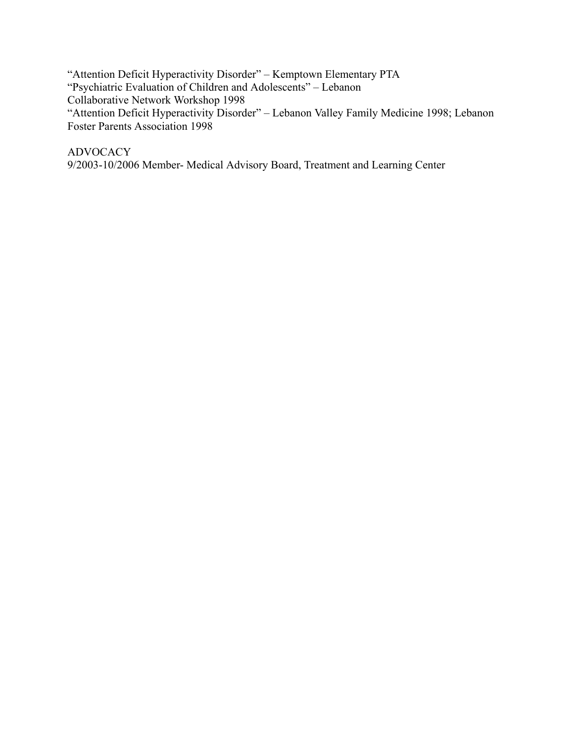"Attention Deficit Hyperactivity Disorder" – Kemptown Elementary PTA
"Psychiatric Evaluation of Children and Adolescents" – Lebanon Collaborative Network Workshop 1998
"Attention Deficit Hyperactivity Disorder" – Lebanon Valley Family Medicine 1998; Lebanon Foster Parents Association 1998

ADVOCACY

9/2003-10/2006 Member- Medical Advisory Board, Treatment and Learning Center